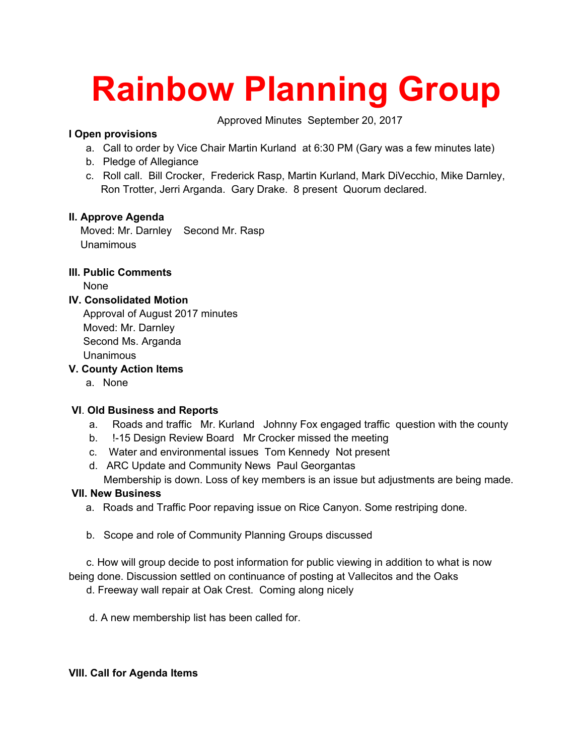# Rainbow Planning Group

Approved Minutes September 20, 2017

**I Open provisions**

a. Call to order by Vice Chair Martin Kurland at 6:30 PM (Gary was a few minutes late)
b. Pledge of Allegiance
c. Roll call. Bill Crocker, Frederick Rasp, Martin Kurland, Mark DiVecchio, Mike Darnley, Ron Trotter, Jerri Arganda. Gary Drake. 8 present Quorum declared.

**II. Approve Agenda**

Moved: Mr. Darnley Second Mr. Rasp
Unamimous

**III. Public Comments**

None

**IV. Consolidated Motion**

Approval of August 2017 minutes
Moved: Mr. Darnley
Second Ms. Arganda
Unanimous

**V. County Action Items**

a. None

**VI. Old Business and Reports**

a. Roads and traffic Mr. Kurland Johnny Fox engaged traffic question with the county
b. !-15 Design Review Board Mr Crocker missed the meeting
c. Water and environmental issues Tom Kennedy Not present
d. ARC Update and Community News Paul Georgantas
Membership is down. Loss of key members is an issue but adjustments are being made.

**VII. New Business**

a. Roads and Traffic Poor repaving issue on Rice Canyon. Some restriping done.

b. Scope and role of Community Planning Groups discussed

c. How will group decide to post information for public viewing in addition to what is now being done. Discussion settled on continuance of posting at Vallecitos and the Oaks

d. Freeway wall repair at Oak Crest. Coming along nicely

d. A new membership list has been called for.

**VIII. Call for Agenda Items**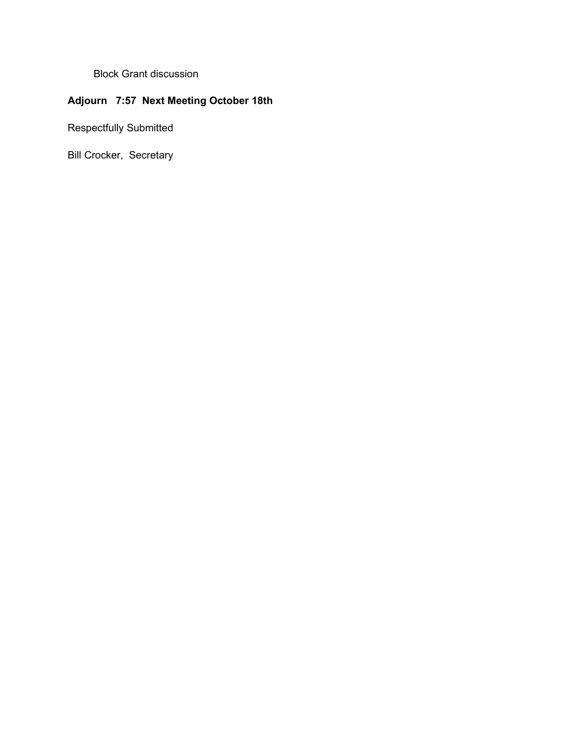Block Grant discussion

**Adjourn 7:57 Next Meeting October 18th**

Respectfully Submitted

Bill Crocker, Secretary